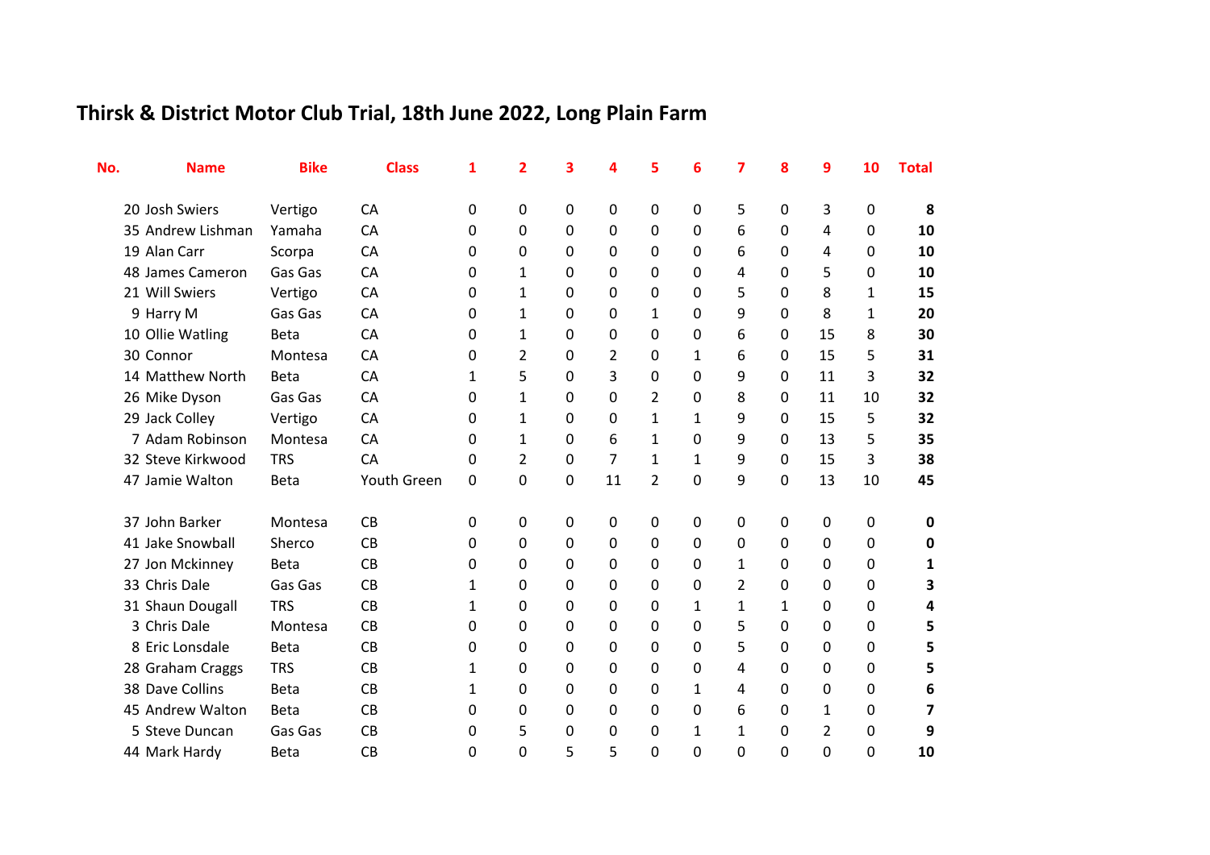# Thirsk & District Motor Club Trial, 18th June 2022, Long Plain Farm

| No. | Name | Bike | Class | 1 | 2 | 3 | 4 | 5 | 6 | 7 | 8 | 9 | 10 | Total |
|---|---|---|---|---|---|---|---|---|---|---|---|---|---|---|
| 20 | Josh Swiers | Vertigo | CA | 0 | 0 | 0 | 0 | 0 | 0 | 5 | 0 | 3 | 0 | **8** |
| 35 | Andrew Lishman | Yamaha | CA | 0 | 0 | 0 | 0 | 0 | 0 | 6 | 0 | 4 | 0 | **10** |
| 19 | Alan Carr | Scorpa | CA | 0 | 0 | 0 | 0 | 0 | 0 | 6 | 0 | 4 | 0 | **10** |
| 48 | James Cameron | Gas Gas | CA | 0 | 1 | 0 | 0 | 0 | 0 | 4 | 0 | 5 | 0 | **10** |
| 21 | Will Swiers | Vertigo | CA | 0 | 1 | 0 | 0 | 0 | 0 | 5 | 0 | 8 | 1 | **15** |
| 9 | Harry M | Gas Gas | CA | 0 | 1 | 0 | 0 | 1 | 0 | 9 | 0 | 8 | 1 | **20** |
| 10 | Ollie Watling | Beta | CA | 0 | 1 | 0 | 0 | 0 | 0 | 6 | 0 | 15 | 8 | **30** |
| 30 | Connor | Montesa | CA | 0 | 2 | 0 | 2 | 0 | 1 | 6 | 0 | 15 | 5 | **31** |
| 14 | Matthew North | Beta | CA | 1 | 5 | 0 | 3 | 0 | 0 | 9 | 0 | 11 | 3 | **32** |
| 26 | Mike Dyson | Gas Gas | CA | 0 | 1 | 0 | 0 | 2 | 0 | 8 | 0 | 11 | 10 | **32** |
| 29 | Jack Colley | Vertigo | CA | 0 | 1 | 0 | 0 | 1 | 1 | 9 | 0 | 15 | 5 | **32** |
| 7 | Adam Robinson | Montesa | CA | 0 | 1 | 0 | 6 | 1 | 0 | 9 | 0 | 13 | 5 | **35** |
| 32 | Steve Kirkwood | TRS | CA | 0 | 2 | 0 | 7 | 1 | 1 | 9 | 0 | 15 | 3 | **38** |
| 47 | Jamie Walton | Beta | Youth Green | 0 | 0 | 0 | 11 | 2 | 0 | 9 | 0 | 13 | 10 | **45** |
| | | | | | | | | | | | | | | |
| 37 | John Barker | Montesa | CB | 0 | 0 | 0 | 0 | 0 | 0 | 0 | 0 | 0 | 0 | **0** |
| 41 | Jake Snowball | Sherco | CB | 0 | 0 | 0 | 0 | 0 | 0 | 0 | 0 | 0 | 0 | **0** |
| 27 | Jon Mckinney | Beta | CB | 0 | 0 | 0 | 0 | 0 | 0 | 1 | 0 | 0 | 0 | **1** |
| 33 | Chris Dale | Gas Gas | CB | 1 | 0 | 0 | 0 | 0 | 0 | 2 | 0 | 0 | 0 | **3** |
| 31 | Shaun Dougall | TRS | CB | 1 | 0 | 0 | 0 | 0 | 1 | 1 | 1 | 0 | 0 | **4** |
| 3 | Chris Dale | Montesa | CB | 0 | 0 | 0 | 0 | 0 | 0 | 5 | 0 | 0 | 0 | **5** |
| 8 | Eric Lonsdale | Beta | CB | 0 | 0 | 0 | 0 | 0 | 0 | 5 | 0 | 0 | 0 | **5** |
| 28 | Graham Craggs | TRS | CB | 1 | 0 | 0 | 0 | 0 | 0 | 4 | 0 | 0 | 0 | **5** |
| 38 | Dave Collins | Beta | CB | 1 | 0 | 0 | 0 | 0 | 1 | 4 | 0 | 0 | 0 | **6** |
| 45 | Andrew Walton | Beta | CB | 0 | 0 | 0 | 0 | 0 | 0 | 6 | 0 | 1 | 0 | **7** |
| 5 | Steve Duncan | Gas Gas | CB | 0 | 5 | 0 | 0 | 0 | 1 | 1 | 0 | 2 | 0 | **9** |
| 44 | Mark Hardy | Beta | CB | 0 | 0 | 5 | 5 | 0 | 0 | 0 | 0 | 0 | 0 | **10** |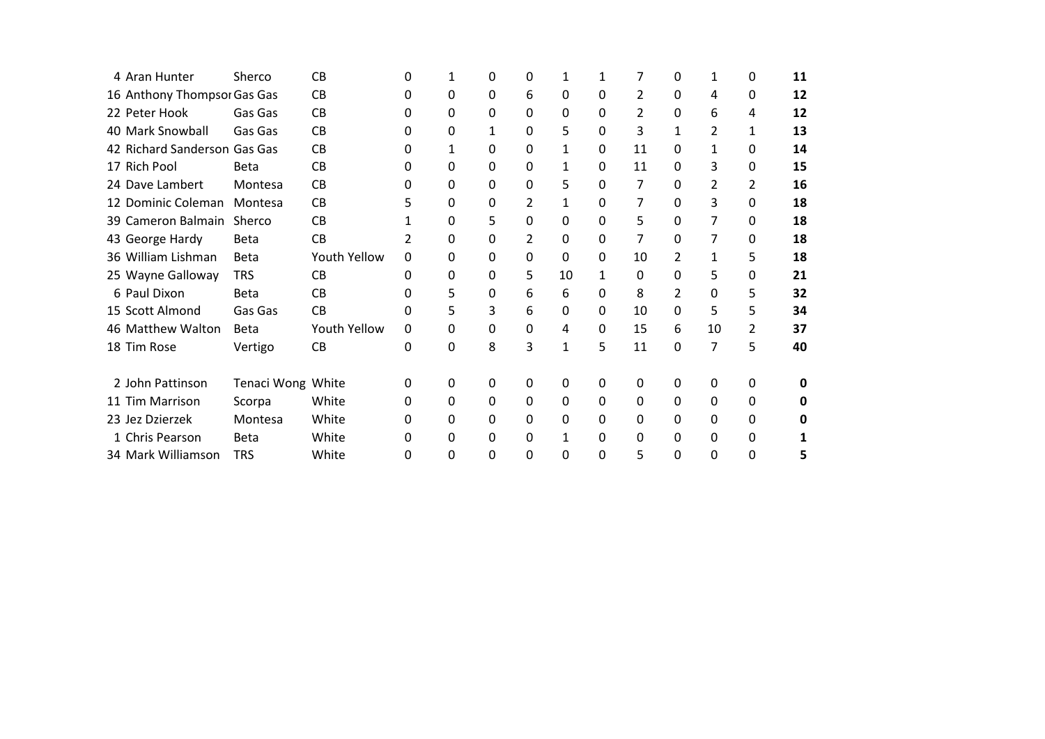| | | | | | | | | | | | | | |
|---|---|---|---|---|---|---|---|---|---|---|---|---|---|
| 4 | Aran Hunter | Sherco | CB | 0 | 1 | 0 | 0 | 1 | 1 | 7 | 0 | 1 | 0 | **11** |
| 16 | Anthony Thompsor | Gas Gas | CB | 0 | 0 | 0 | 6 | 0 | 0 | 2 | 0 | 4 | 0 | **12** |
| 22 | Peter Hook | Gas Gas | CB | 0 | 0 | 0 | 0 | 0 | 0 | 2 | 0 | 6 | 4 | **12** |
| 40 | Mark Snowball | Gas Gas | CB | 0 | 0 | 1 | 0 | 5 | 0 | 3 | 1 | 2 | 1 | **13** |
| 42 | Richard Sanderson | Gas Gas | CB | 0 | 1 | 0 | 0 | 1 | 0 | 11 | 0 | 1 | 0 | **14** |
| 17 | Rich Pool | Beta | CB | 0 | 0 | 0 | 0 | 1 | 0 | 11 | 0 | 3 | 0 | **15** |
| 24 | Dave Lambert | Montesa | CB | 0 | 0 | 0 | 0 | 5 | 0 | 7 | 0 | 2 | 2 | **16** |
| 12 | Dominic Coleman | Montesa | CB | 5 | 0 | 0 | 2 | 1 | 0 | 7 | 0 | 3 | 0 | **18** |
| 39 | Cameron Balmain | Sherco | CB | 1 | 0 | 5 | 0 | 0 | 0 | 5 | 0 | 7 | 0 | **18** |
| 43 | George Hardy | Beta | CB | 2 | 0 | 0 | 2 | 0 | 0 | 7 | 0 | 7 | 0 | **18** |
| 36 | William Lishman | Beta | Youth Yellow | 0 | 0 | 0 | 0 | 0 | 0 | 10 | 2 | 1 | 5 | **18** |
| 25 | Wayne Galloway | TRS | CB | 0 | 0 | 0 | 5 | 10 | 1 | 0 | 0 | 5 | 0 | **21** |
| 6 | Paul Dixon | Beta | CB | 0 | 5 | 0 | 6 | 6 | 0 | 8 | 2 | 0 | 5 | **32** |
| 15 | Scott Almond | Gas Gas | CB | 0 | 5 | 3 | 6 | 0 | 0 | 10 | 0 | 5 | 5 | **34** |
| 46 | Matthew Walton | Beta | Youth Yellow | 0 | 0 | 0 | 0 | 4 | 0 | 15 | 6 | 10 | 2 | **37** |
| 18 | Tim Rose | Vertigo | CB | 0 | 0 | 8 | 3 | 1 | 5 | 11 | 0 | 7 | 5 | **40** |
| | | | | | | | | | | | | | | |
| 2 | John Pattinson | Tenaci Wong | White | 0 | 0 | 0 | 0 | 0 | 0 | 0 | 0 | 0 | 0 | **0** |
| 11 | Tim Marrison | Scorpa | White | 0 | 0 | 0 | 0 | 0 | 0 | 0 | 0 | 0 | 0 | **0** |
| 23 | Jez Dzierzek | Montesa | White | 0 | 0 | 0 | 0 | 0 | 0 | 0 | 0 | 0 | 0 | **0** |
| 1 | Chris Pearson | Beta | White | 0 | 0 | 0 | 0 | 1 | 0 | 0 | 0 | 0 | 0 | **1** |
| 34 | Mark Williamson | TRS | White | 0 | 0 | 0 | 0 | 0 | 0 | 5 | 0 | 0 | 0 | **5** |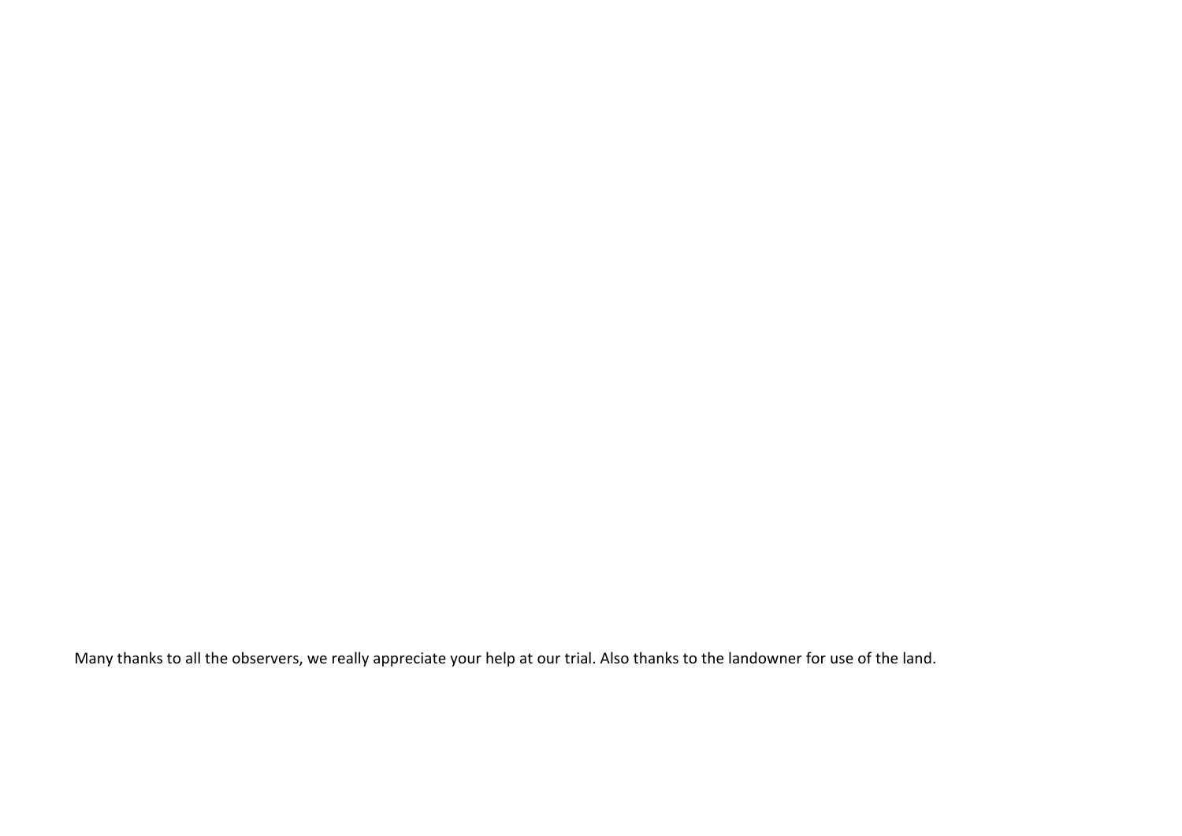Many thanks to all the observers, we really appreciate your help at our trial. Also thanks to the landowner for use of the land.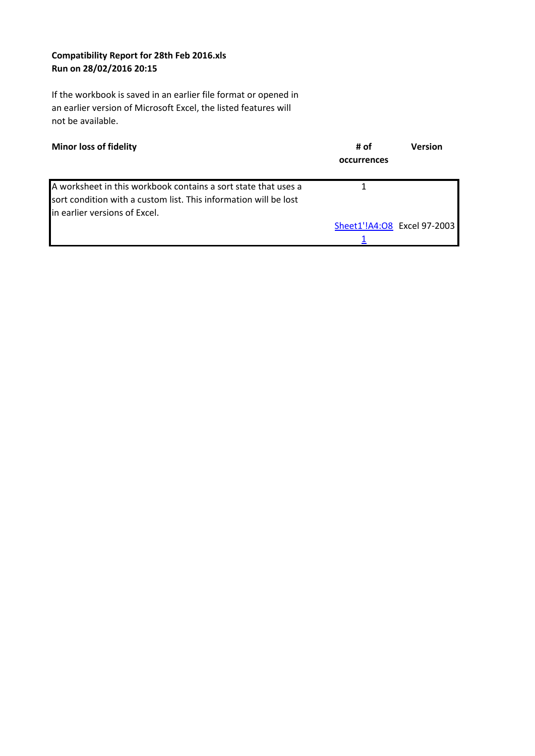**Compatibility Report for 28th Feb 2016.xls**
**Run on 28/02/2016 20:15**

If the workbook is saved in an earlier file format or opened in an earlier version of Microsoft Excel, the listed features will not be available.

| Minor loss of fidelity | # of occurrences | Version |
|---|---|---|
| A worksheet in this workbook contains a sort state that uses a sort condition with a custom list. This information will be lost in earlier versions of Excel. | 1 | |
| | Sheet1'!A4:O8 1 | Excel 97-2003 |